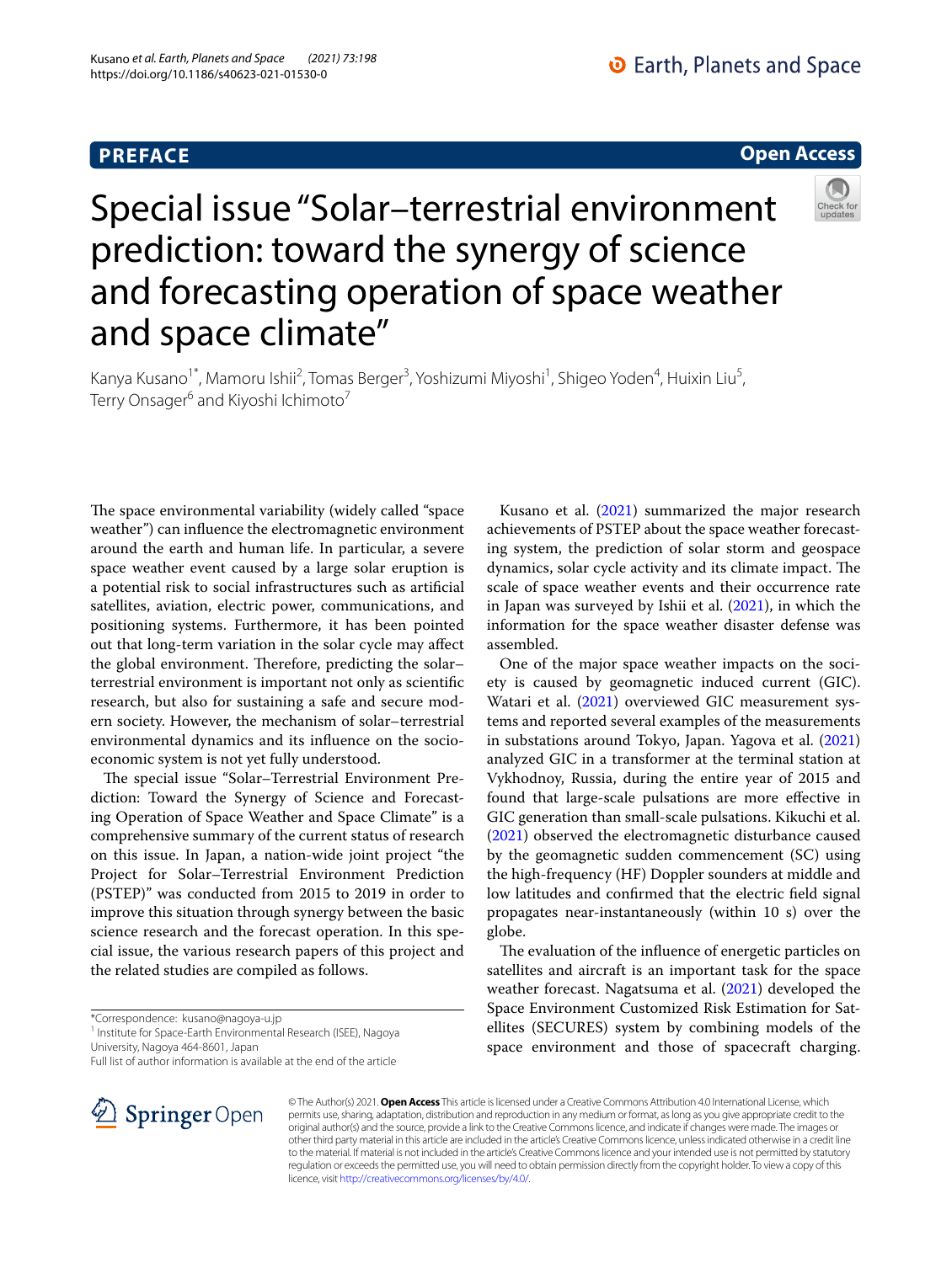PREFACE

Open Access

# Special issue "Solar–terrestrial environment prediction: toward the synergy of science and forecasting operation of space weather and space climate"

Kanya Kusano[1*], Mamoru Ishii[2], Tomas Berger[3], Yoshizumi Miyoshi[1], Shigeo Yoden[4], Huixin Liu[5], Terry Onsager[6] and Kiyoshi Ichimoto[7]

The space environmental variability (widely called "space weather") can influence the electromagnetic environment around the earth and human life. In particular, a severe space weather event caused by a large solar eruption is a potential risk to social infrastructures such as artificial satellites, aviation, electric power, communications, and positioning systems. Furthermore, it has been pointed out that long-term variation in the solar cycle may affect the global environment. Therefore, predicting the solar–terrestrial environment is important not only as scientific research, but also for sustaining a safe and secure modern society. However, the mechanism of solar–terrestrial environmental dynamics and its influence on the socio-economic system is not yet fully understood.

The special issue "Solar–Terrestrial Environment Prediction: Toward the Synergy of Science and Forecasting Operation of Space Weather and Space Climate" is a comprehensive summary of the current status of research on this issue. In Japan, a nation-wide joint project "the Project for Solar–Terrestrial Environment Prediction (PSTEP)" was conducted from 2015 to 2019 in order to improve this situation through synergy between the basic science research and the forecast operation. In this special issue, the various research papers of this project and the related studies are compiled as follows.

Kusano et al. (2021) summarized the major research achievements of PSTEP about the space weather forecasting system, the prediction of solar storm and geospace dynamics, solar cycle activity and its climate impact. The scale of space weather events and their occurrence rate in Japan was surveyed by Ishii et al. (2021), in which the information for the space weather disaster defense was assembled.

One of the major space weather impacts on the society is caused by geomagnetic induced current (GIC). Watari et al. (2021) overviewed GIC measurement systems and reported several examples of the measurements in substations around Tokyo, Japan. Yagova et al. (2021) analyzed GIC in a transformer at the terminal station at Vykhodnoy, Russia, during the entire year of 2015 and found that large-scale pulsations are more effective in GIC generation than small-scale pulsations. Kikuchi et al. (2021) observed the electromagnetic disturbance caused by the geomagnetic sudden commencement (SC) using the high-frequency (HF) Doppler sounders at middle and low latitudes and confirmed that the electric field signal propagates near-instantaneously (within 10 s) over the globe.

The evaluation of the influence of energetic particles on satellites and aircraft is an important task for the space weather forecast. Nagatsuma et al. (2021) developed the Space Environment Customized Risk Estimation for Satellites (SECURES) system by combining models of the space environment and those of spacecraft charging.

*Correspondence: kusano@nagoya-u.jp
[1] Institute for Space-Earth Environmental Research (ISEE), Nagoya University, Nagoya 464-8601, Japan
Full list of author information is available at the end of the article

© The Author(s) 2021. **Open Access** This article is licensed under a Creative Commons Attribution 4.0 International License, which permits use, sharing, adaptation, distribution and reproduction in any medium or format, as long as you give appropriate credit to the original author(s) and the source, provide a link to the Creative Commons licence, and indicate if changes were made. The images or other third party material in this article are included in the article's Creative Commons licence, unless indicated otherwise in a credit line to the material. If material is not included in the article's Creative Commons licence and your intended use is not permitted by statutory regulation or exceeds the permitted use, you will need to obtain permission directly from the copyright holder. To view a copy of this licence, visit http://creativecommons.org/licenses/by/4.0/.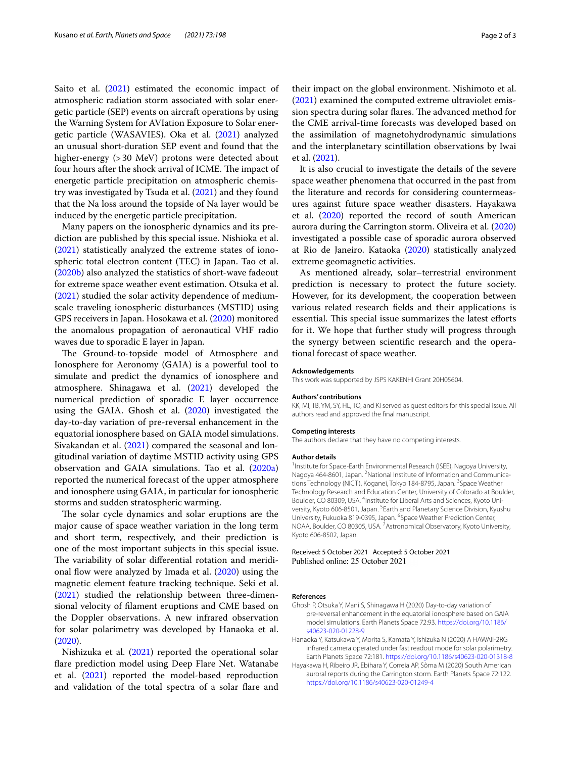Saito et al. (2021) estimated the economic impact of atmospheric radiation storm associated with solar energetic particle (SEP) events on aircraft operations by using the Warning System for AVIation Exposure to Solar energetic particle (WASAVIES). Oka et al. (2021) analyzed an unusual short-duration SEP event and found that the higher-energy (> 30 MeV) protons were detected about four hours after the shock arrival of ICME. The impact of energetic particle precipitation on atmospheric chemistry was investigated by Tsuda et al. (2021) and they found that the Na loss around the topside of Na layer would be induced by the energetic particle precipitation.

Many papers on the ionospheric dynamics and its prediction are published by this special issue. Nishioka et al. (2021) statistically analyzed the extreme states of ionospheric total electron content (TEC) in Japan. Tao et al. (2020b) also analyzed the statistics of short-wave fadeout for extreme space weather event estimation. Otsuka et al. (2021) studied the solar activity dependence of medium-scale traveling ionospheric disturbances (MSTID) using GPS receivers in Japan. Hosokawa et al. (2020) monitored the anomalous propagation of aeronautical VHF radio waves due to sporadic E layer in Japan.

The Ground-to-topside model of Atmosphere and Ionosphere for Aeronomy (GAIA) is a powerful tool to simulate and predict the dynamics of ionosphere and atmosphere. Shinagawa et al. (2021) developed the numerical prediction of sporadic E layer occurrence using the GAIA. Ghosh et al. (2020) investigated the day-to-day variation of pre-reversal enhancement in the equatorial ionosphere based on GAIA model simulations. Sivakandan et al. (2021) compared the seasonal and longitudinal variation of daytime MSTID activity using GPS observation and GAIA simulations. Tao et al. (2020a) reported the numerical forecast of the upper atmosphere and ionosphere using GAIA, in particular for ionospheric storms and sudden stratospheric warming.

The solar cycle dynamics and solar eruptions are the major cause of space weather variation in the long term and short term, respectively, and their prediction is one of the most important subjects in this special issue. The variability of solar differential rotation and meridional flow were analyzed by Imada et al. (2020) using the magnetic element feature tracking technique. Seki et al. (2021) studied the relationship between three-dimensional velocity of filament eruptions and CME based on the Doppler observations. A new infrared observation for solar polarimetry was developed by Hanaoka et al. (2020).

Nishizuka et al. (2021) reported the operational solar flare prediction model using Deep Flare Net. Watanabe et al. (2021) reported the model-based reproduction and validation of the total spectra of a solar flare and their impact on the global environment. Nishimoto et al. (2021) examined the computed extreme ultraviolet emission spectra during solar flares. The advanced method for the CME arrival-time forecasts was developed based on the assimilation of magnetohydrodynamic simulations and the interplanetary scintillation observations by Iwai et al. (2021).

It is also crucial to investigate the details of the severe space weather phenomena that occurred in the past from the literature and records for considering countermeasures against future space weather disasters. Hayakawa et al. (2020) reported the record of south American aurora during the Carrington storm. Oliveira et al. (2020) investigated a possible case of sporadic aurora observed at Rio de Janeiro. Kataoka (2020) statistically analyzed extreme geomagnetic activities.

As mentioned already, solar–terrestrial environment prediction is necessary to protect the future society. However, for its development, the cooperation between various related research fields and their applications is essential. This special issue summarizes the latest efforts for it. We hope that further study will progress through the synergy between scientific research and the operational forecast of space weather.

#### Acknowledgements
This work was supported by JSPS KAKENHI Grant 20H05604.

#### Authors' contributions
KK, MI, TB, YM, SY, HL, TO, and KI served as guest editors for this special issue. All authors read and approved the final manuscript.

#### Competing interests
The authors declare that they have no competing interests.

#### Author details
[1] Institute for Space-Earth Environmental Research (ISEE), Nagoya University, Nagoya 464-8601, Japan. [2] National Institute of Information and Communications Technology (NICT), Koganei, Tokyo 184-8795, Japan. [3] Space Weather Technology Research and Education Center, University of Colorado at Boulder, Boulder, CO 80309, USA. [4] Institute for Liberal Arts and Sciences, Kyoto University, Kyoto 606-8501, Japan. [5] Earth and Planetary Science Division, Kyushu University, Fukuoka 819-0395, Japan. [6] Space Weather Prediction Center, NOAA, Boulder, CO 80305, USA. [7] Astronomical Observatory, Kyoto University, Kyoto 606-8502, Japan.

Received: 5 October 2021 Accepted: 5 October 2021
Published online: 25 October 2021

#### References
- Ghosh P, Otsuka Y, Mani S, Shinagawa H (2020) Day-to-day variation of pre-reversal enhancement in the equatorial ionosphere based on GAIA model simulations. Earth Planets Space 72:93. https://doi.org/10.1186/s40623-020-01228-9
- Hanaoka Y, Katsukawa Y, Morita S, Kamata Y, Ishizuka N (2020) A HAWAII-2RG infrared camera operated under fast readout mode for solar polarimetry. Earth Planets Space 72:181. https://doi.org/10.1186/s40623-020-01318-8
- Hayakawa H, Ribeiro JR, Ebihara Y, Correia AP, Sôma M (2020) South American auroral reports during the Carrington storm. Earth Planets Space 72:122. https://doi.org/10.1186/s40623-020-01249-4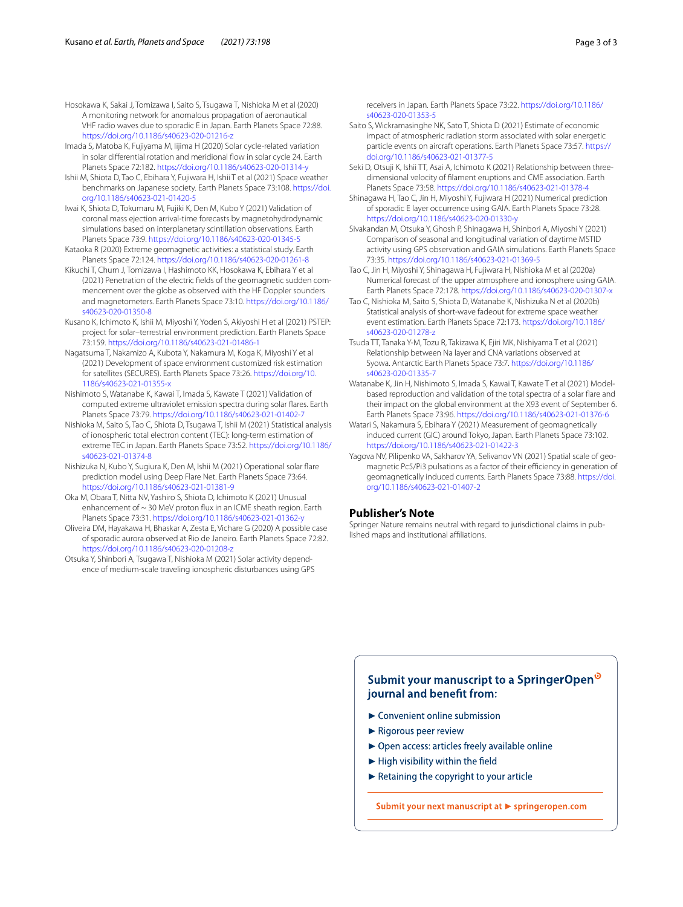Hosokawa K, Sakai J, Tomizawa I, Saito S, Tsugawa T, Nishioka M et al (2020) A monitoring network for anomalous propagation of aeronautical VHF radio waves due to sporadic E in Japan. Earth Planets Space 72:88. https://doi.org/10.1186/s40623-020-01216-z

Imada S, Matoba K, Fujiyama M, Iijima H (2020) Solar cycle-related variation in solar differential rotation and meridional flow in solar cycle 24. Earth Planets Space 72:182. https://doi.org/10.1186/s40623-020-01314-y

Ishii M, Shiota D, Tao C, Ebihara Y, Fujiwara H, Ishii T et al (2021) Space weather benchmarks on Japanese society. Earth Planets Space 73:108. https://doi.org/10.1186/s40623-021-01420-5

Iwai K, Shiota D, Tokumaru M, Fujiki K, Den M, Kubo Y (2021) Validation of coronal mass ejection arrival-time forecasts by magnetohydrodynamic simulations based on interplanetary scintillation observations. Earth Planets Space 73:9. https://doi.org/10.1186/s40623-020-01345-5

Kataoka R (2020) Extreme geomagnetic activities: a statistical study. Earth Planets Space 72:124. https://doi.org/10.1186/s40623-020-01261-8

Kikuchi T, Chum J, Tomizawa I, Hashimoto KK, Hosokawa K, Ebihara Y et al (2021) Penetration of the electric fields of the geomagnetic sudden commencement over the globe as observed with the HF Doppler sounders and magnetometers. Earth Planets Space 73:10. https://doi.org/10.1186/s40623-020-01350-8

Kusano K, Ichimoto K, Ishii M, Miyoshi Y, Yoden S, Akiyoshi H et al (2021) PSTEP: project for solar–terrestrial environment prediction. Earth Planets Space 73:159. https://doi.org/10.1186/s40623-021-01486-1

Nagatsuma T, Nakamizo A, Kubota Y, Nakamura M, Koga K, Miyoshi Y et al (2021) Development of space environment customized risk estimation for satellites (SECURES). Earth Planets Space 73:26. https://doi.org/10.1186/s40623-021-01355-x

Nishimoto S, Watanabe K, Kawai T, Imada S, Kawate T (2021) Validation of computed extreme ultraviolet emission spectra during solar flares. Earth Planets Space 73:79. https://doi.org/10.1186/s40623-021-01402-7

Nishioka M, Saito S, Tao C, Shiota D, Tsugawa T, Ishii M (2021) Statistical analysis of ionospheric total electron content (TEC): long-term estimation of extreme TEC in Japan. Earth Planets Space 73:52. https://doi.org/10.1186/s40623-021-01374-8

Nishizuka N, Kubo Y, Sugiura K, Den M, Ishii M (2021) Operational solar flare prediction model using Deep Flare Net. Earth Planets Space 73:64. https://doi.org/10.1186/s40623-021-01381-9

Oka M, Obara T, Nitta NV, Yashiro S, Shiota D, Ichimoto K (2021) Unusual enhancement of ~ 30 MeV proton flux in an ICME sheath region. Earth Planets Space 73:31. https://doi.org/10.1186/s40623-021-01362-y

Oliveira DM, Hayakawa H, Bhaskar A, Zesta E, Vichare G (2020) A possible case of sporadic aurora observed at Rio de Janeiro. Earth Planets Space 72:82. https://doi.org/10.1186/s40623-020-01208-z

Otsuka Y, Shinbori A, Tsugawa T, Nishioka M (2021) Solar activity dependence of medium-scale traveling ionospheric disturbances using GPS receivers in Japan. Earth Planets Space 73:22. https://doi.org/10.1186/s40623-020-01353-5

Saito S, Wickramasinghe NK, Sato T, Shiota D (2021) Estimate of economic impact of atmospheric radiation storm associated with solar energetic particle events on aircraft operations. Earth Planets Space 73:57. https://doi.org/10.1186/s40623-021-01377-5

Seki D, Otsuji K, Ishii TT, Asai A, Ichimoto K (2021) Relationship between three-dimensional velocity of filament eruptions and CME association. Earth Planets Space 73:58. https://doi.org/10.1186/s40623-021-01378-4

Shinagawa H, Tao C, Jin H, Miyoshi Y, Fujiwara H (2021) Numerical prediction of sporadic E layer occurrence using GAIA. Earth Planets Space 73:28. https://doi.org/10.1186/s40623-020-01330-y

Sivakandan M, Otsuka Y, Ghosh P, Shinagawa H, Shinbori A, Miyoshi Y (2021) Comparison of seasonal and longitudinal variation of daytime MSTID activity using GPS observation and GAIA simulations. Earth Planets Space 73:35. https://doi.org/10.1186/s40623-021-01369-5

Tao C, Jin H, Miyoshi Y, Shinagawa H, Fujiwara H, Nishioka M et al (2020a) Numerical forecast of the upper atmosphere and ionosphere using GAIA. Earth Planets Space 72:178. https://doi.org/10.1186/s40623-020-01307-x

Tao C, Nishioka M, Saito S, Shiota D, Watanabe K, Nishizuka N et al (2020b) Statistical analysis of short-wave fadeout for extreme space weather event estimation. Earth Planets Space 72:173. https://doi.org/10.1186/s40623-020-01278-z

Tsuda TT, Tanaka Y-M, Tozu R, Takizawa K, Ejiri MK, Nishiyama T et al (2021) Relationship between Na layer and CNA variations observed at Syowa. Antarctic Earth Planets Space 73:7. https://doi.org/10.1186/s40623-020-01335-7

Watanabe K, Jin H, Nishimoto S, Imada S, Kawai T, Kawate T et al (2021) Model-based reproduction and validation of the total spectra of a solar flare and their impact on the global environment at the X93 event of September 6. Earth Planets Space 73:96. https://doi.org/10.1186/s40623-021-01376-6

Watari S, Nakamura S, Ebihara Y (2021) Measurement of geomagnetically induced current (GIC) around Tokyo, Japan. Earth Planets Space 73:102. https://doi.org/10.1186/s40623-021-01422-3

Yagova NV, Pilipenko VA, Sakharov YA, Selivanov VN (2021) Spatial scale of geomagnetic Pc5/Pi3 pulsations as a factor of their efficiency in generation of geomagnetically induced currents. Earth Planets Space 73:88. https://doi.org/10.1186/s40623-021-01407-2

## Publisher's Note

Springer Nature remains neutral with regard to jurisdictional claims in published maps and institutional affiliations.

**Submit your manuscript to a SpringerOpen journal and benefit from:**

- ► Convenient online submission
- ► Rigorous peer review
- ► Open access: articles freely available online
- ► High visibility within the field
- ► Retaining the copyright to your article

**Submit your next manuscript at ► springeropen.com**